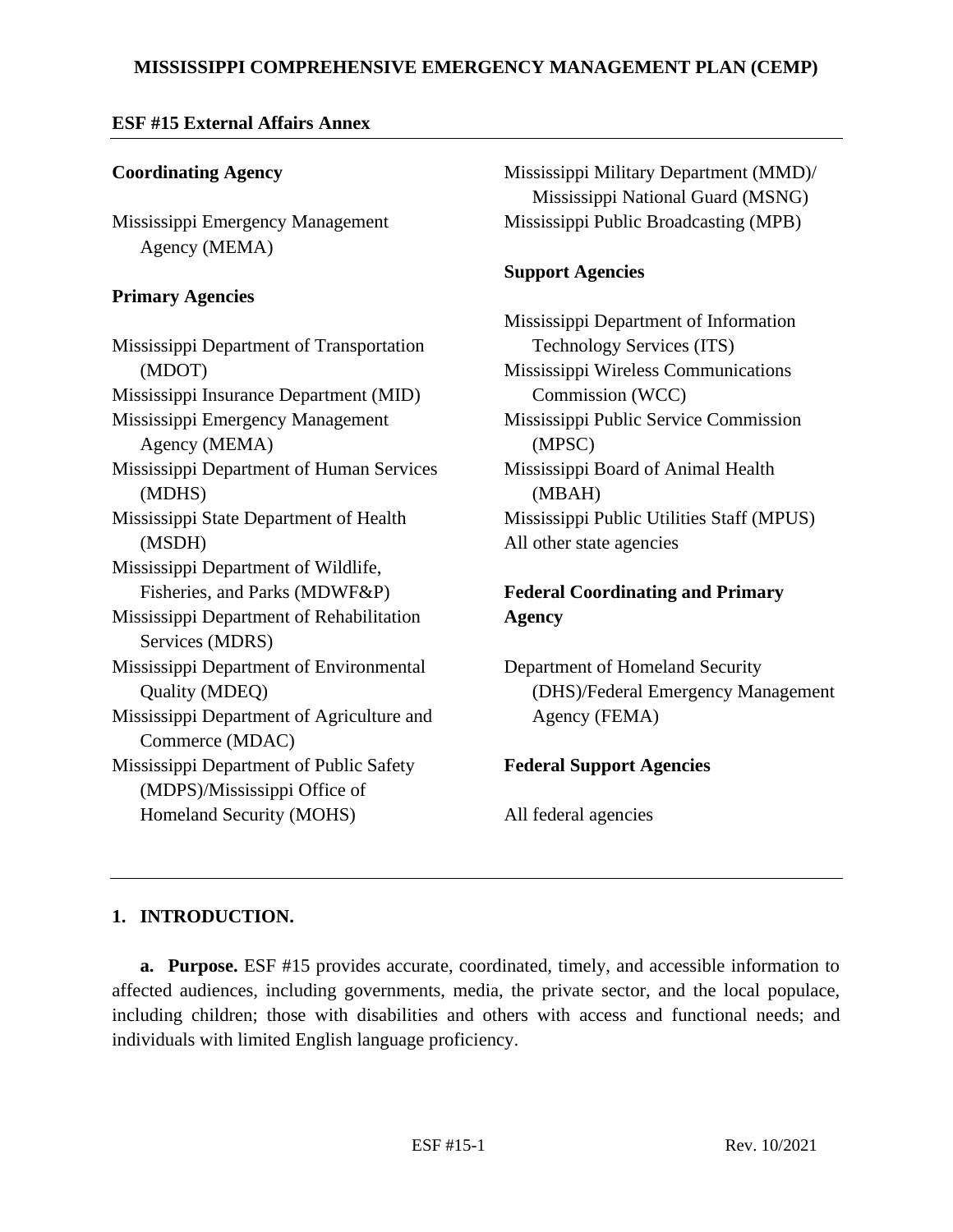# MISSISSIPPI COMPREHENSIVE EMERGENCY MANAGEMENT PLAN (CEMP)

## ESF #15 External Affairs Annex

**Coordinating Agency**

Mississippi Emergency Management Agency (MEMA)

**Primary Agencies**

Mississippi Department of Transportation (MDOT)
Mississippi Insurance Department (MID)
Mississippi Emergency Management Agency (MEMA)
Mississippi Department of Human Services (MDHS)
Mississippi State Department of Health (MSDH)
Mississippi Department of Wildlife, Fisheries, and Parks (MDWF&P)
Mississippi Department of Rehabilitation Services (MDRS)
Mississippi Department of Environmental Quality (MDEQ)
Mississippi Department of Agriculture and Commerce (MDAC)
Mississippi Department of Public Safety (MDPS)/Mississippi Office of Homeland Security (MOHS)
Mississippi Military Department (MMD)/ Mississippi National Guard (MSNG)
Mississippi Public Broadcasting (MPB)

**Support Agencies**

Mississippi Department of Information Technology Services (ITS)
Mississippi Wireless Communications Commission (WCC)
Mississippi Public Service Commission (MPSC)
Mississippi Board of Animal Health (MBAH)
Mississippi Public Utilities Staff (MPUS)
All other state agencies

**Federal Coordinating and Primary Agency**

Department of Homeland Security (DHS)/Federal Emergency Management Agency (FEMA)

**Federal Support Agencies**

All federal agencies

---

### 1. INTRODUCTION.

**a. Purpose.** ESF #15 provides accurate, coordinated, timely, and accessible information to affected audiences, including governments, media, the private sector, and the local populace, including children; those with disabilities and others with access and functional needs; and individuals with limited English language proficiency.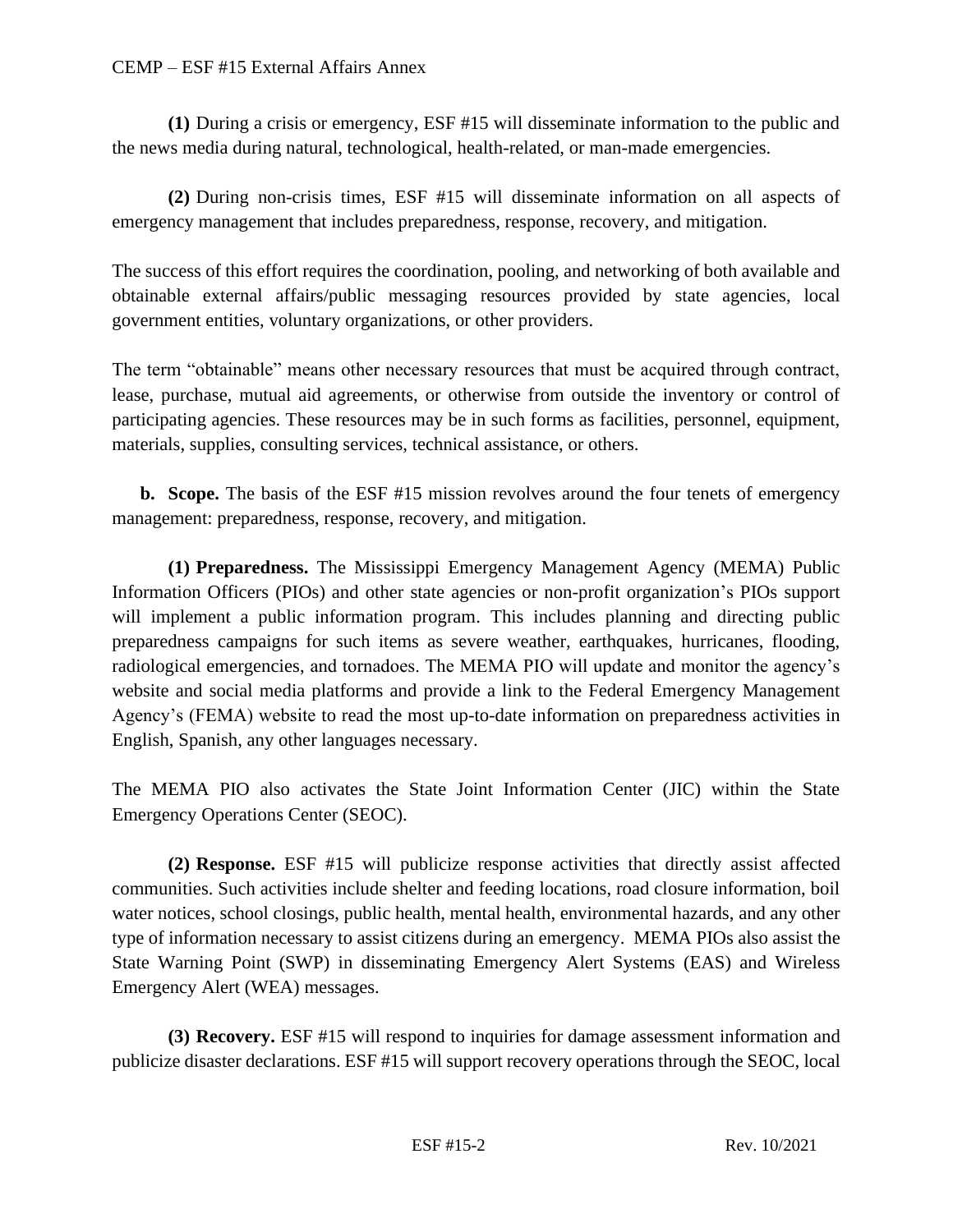**(1)** During a crisis or emergency, ESF #15 will disseminate information to the public and the news media during natural, technological, health-related, or man-made emergencies.

**(2)** During non-crisis times, ESF #15 will disseminate information on all aspects of emergency management that includes preparedness, response, recovery, and mitigation.

The success of this effort requires the coordination, pooling, and networking of both available and obtainable external affairs/public messaging resources provided by state agencies, local government entities, voluntary organizations, or other providers.

The term "obtainable" means other necessary resources that must be acquired through contract, lease, purchase, mutual aid agreements, or otherwise from outside the inventory or control of participating agencies. These resources may be in such forms as facilities, personnel, equipment, materials, supplies, consulting services, technical assistance, or others.

**b. Scope.** The basis of the ESF #15 mission revolves around the four tenets of emergency management: preparedness, response, recovery, and mitigation.

**(1) Preparedness.** The Mississippi Emergency Management Agency (MEMA) Public Information Officers (PIOs) and other state agencies or non-profit organization's PIOs support will implement a public information program. This includes planning and directing public preparedness campaigns for such items as severe weather, earthquakes, hurricanes, flooding, radiological emergencies, and tornadoes. The MEMA PIO will update and monitor the agency's website and social media platforms and provide a link to the Federal Emergency Management Agency's (FEMA) website to read the most up-to-date information on preparedness activities in English, Spanish, any other languages necessary.

The MEMA PIO also activates the State Joint Information Center (JIC) within the State Emergency Operations Center (SEOC).

**(2) Response.** ESF #15 will publicize response activities that directly assist affected communities. Such activities include shelter and feeding locations, road closure information, boil water notices, school closings, public health, mental health, environmental hazards, and any other type of information necessary to assist citizens during an emergency. MEMA PIOs also assist the State Warning Point (SWP) in disseminating Emergency Alert Systems (EAS) and Wireless Emergency Alert (WEA) messages.

**(3) Recovery.** ESF #15 will respond to inquiries for damage assessment information and publicize disaster declarations. ESF #15 will support recovery operations through the SEOC, local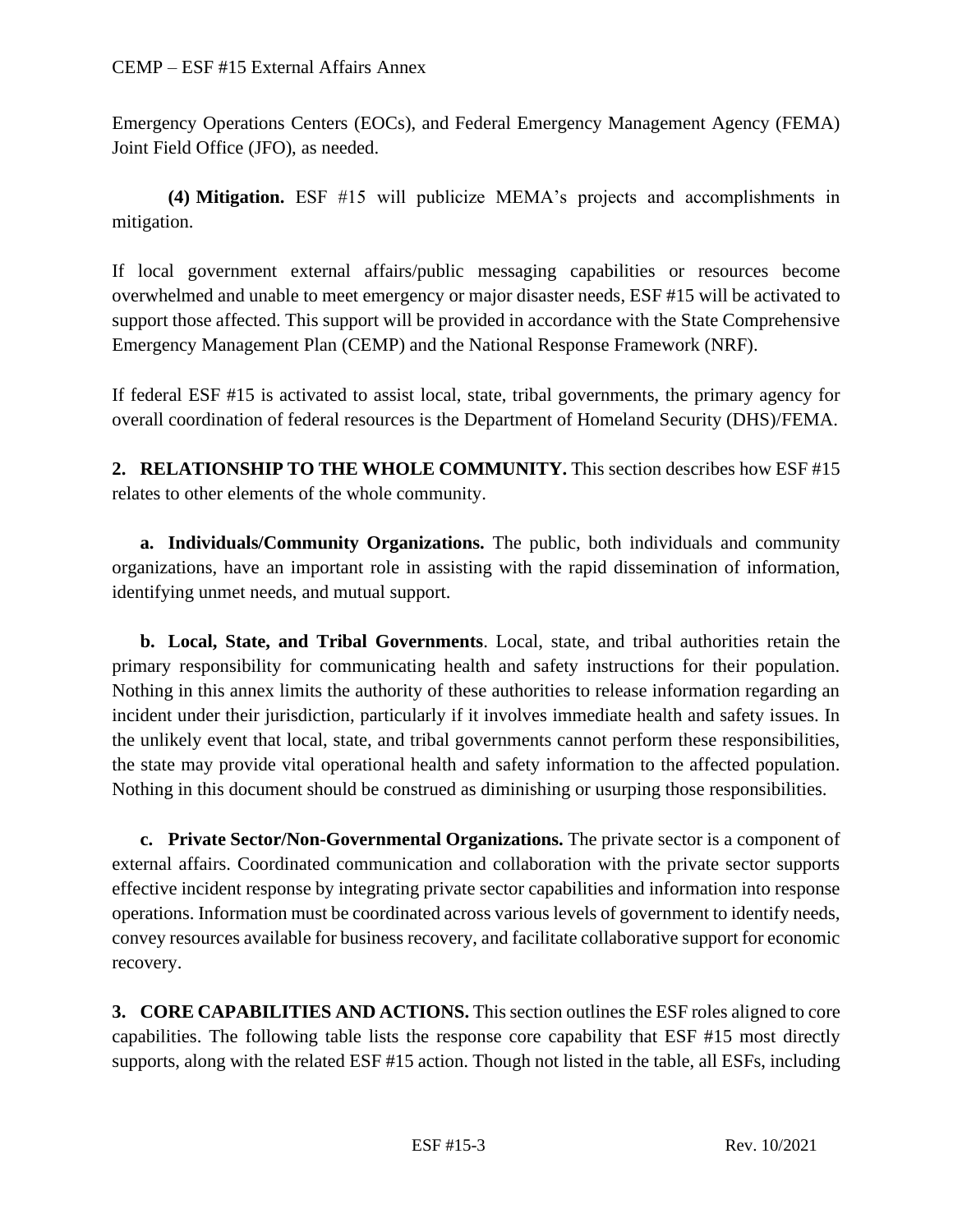Emergency Operations Centers (EOCs), and Federal Emergency Management Agency (FEMA) Joint Field Office (JFO), as needed.

**(4) Mitigation.** ESF #15 will publicize MEMA's projects and accomplishments in mitigation.

If local government external affairs/public messaging capabilities or resources become overwhelmed and unable to meet emergency or major disaster needs, ESF #15 will be activated to support those affected. This support will be provided in accordance with the State Comprehensive Emergency Management Plan (CEMP) and the National Response Framework (NRF).

If federal ESF #15 is activated to assist local, state, tribal governments, the primary agency for overall coordination of federal resources is the Department of Homeland Security (DHS)/FEMA.

**2. RELATIONSHIP TO THE WHOLE COMMUNITY.** This section describes how ESF #15 relates to other elements of the whole community.

**a. Individuals/Community Organizations.** The public, both individuals and community organizations, have an important role in assisting with the rapid dissemination of information, identifying unmet needs, and mutual support.

**b. Local, State, and Tribal Governments**. Local, state, and tribal authorities retain the primary responsibility for communicating health and safety instructions for their population. Nothing in this annex limits the authority of these authorities to release information regarding an incident under their jurisdiction, particularly if it involves immediate health and safety issues. In the unlikely event that local, state, and tribal governments cannot perform these responsibilities, the state may provide vital operational health and safety information to the affected population. Nothing in this document should be construed as diminishing or usurping those responsibilities.

**c. Private Sector/Non-Governmental Organizations.** The private sector is a component of external affairs. Coordinated communication and collaboration with the private sector supports effective incident response by integrating private sector capabilities and information into response operations. Information must be coordinated across various levels of government to identify needs, convey resources available for business recovery, and facilitate collaborative support for economic recovery.

**3. CORE CAPABILITIES AND ACTIONS.** This section outlines the ESF roles aligned to core capabilities. The following table lists the response core capability that ESF #15 most directly supports, along with the related ESF #15 action. Though not listed in the table, all ESFs, including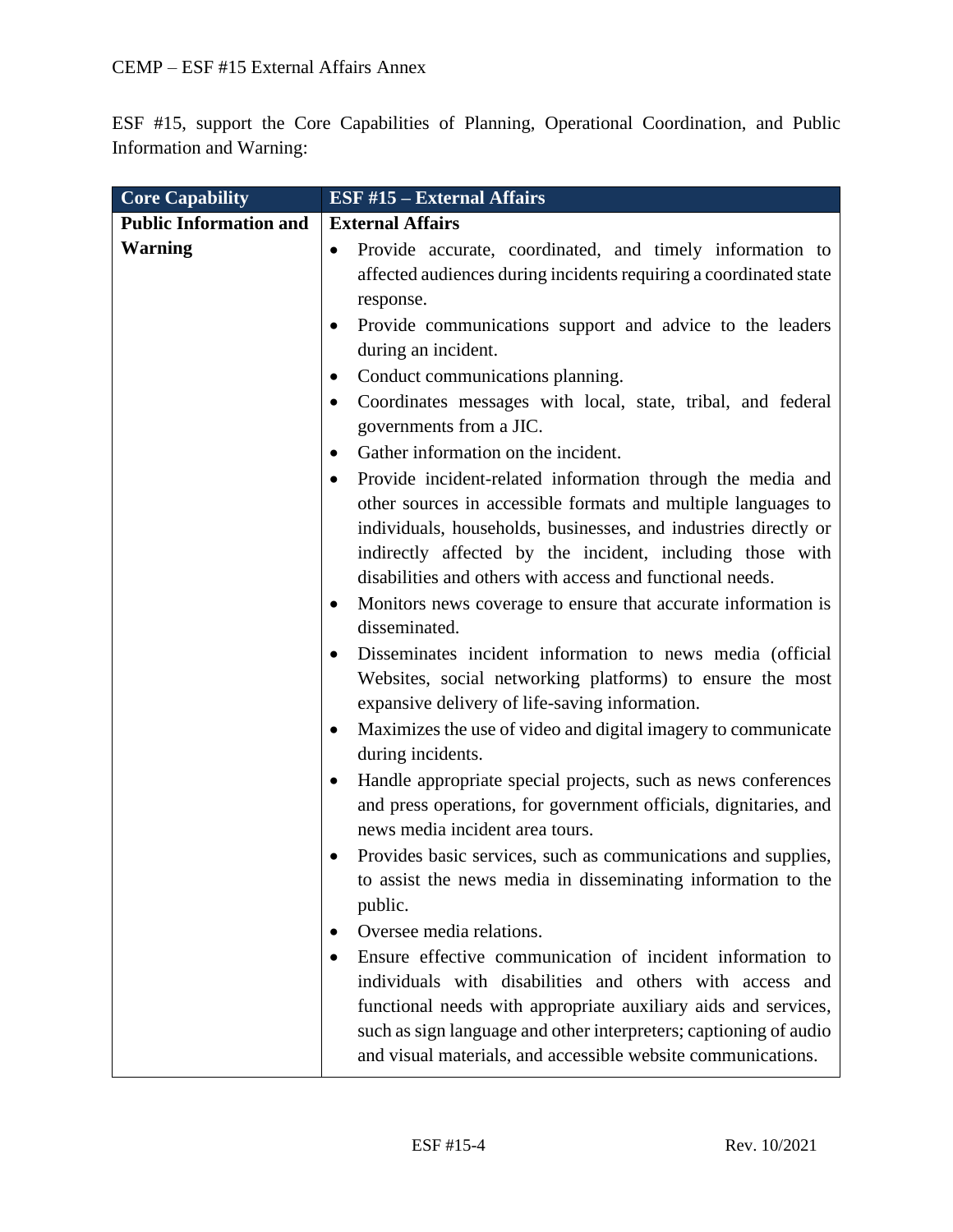ESF #15, support the Core Capabilities of Planning, Operational Coordination, and Public Information and Warning:

| Core Capability | ESF #15 – External Affairs |
|---|---|
| **Public Information and Warning** | **External Affairs**<br>• Provide accurate, coordinated, and timely information to affected audiences during incidents requiring a coordinated state response.<br>• Provide communications support and advice to the leaders during an incident.<br>• Conduct communications planning.<br>• Coordinates messages with local, state, tribal, and federal governments from a JIC.<br>• Gather information on the incident.<br>• Provide incident-related information through the media and other sources in accessible formats and multiple languages to individuals, households, businesses, and industries directly or indirectly affected by the incident, including those with disabilities and others with access and functional needs.<br>• Monitors news coverage to ensure that accurate information is disseminated.<br>• Disseminates incident information to news media (official Websites, social networking platforms) to ensure the most expansive delivery of life-saving information.<br>• Maximizes the use of video and digital imagery to communicate during incidents.<br>• Handle appropriate special projects, such as news conferences and press operations, for government officials, dignitaries, and news media incident area tours.<br>• Provides basic services, such as communications and supplies, to assist the news media in disseminating information to the public.<br>• Oversee media relations.<br>• Ensure effective communication of incident information to individuals with disabilities and others with access and functional needs with appropriate auxiliary aids and services, such as sign language and other interpreters; captioning of audio and visual materials, and accessible website communications. |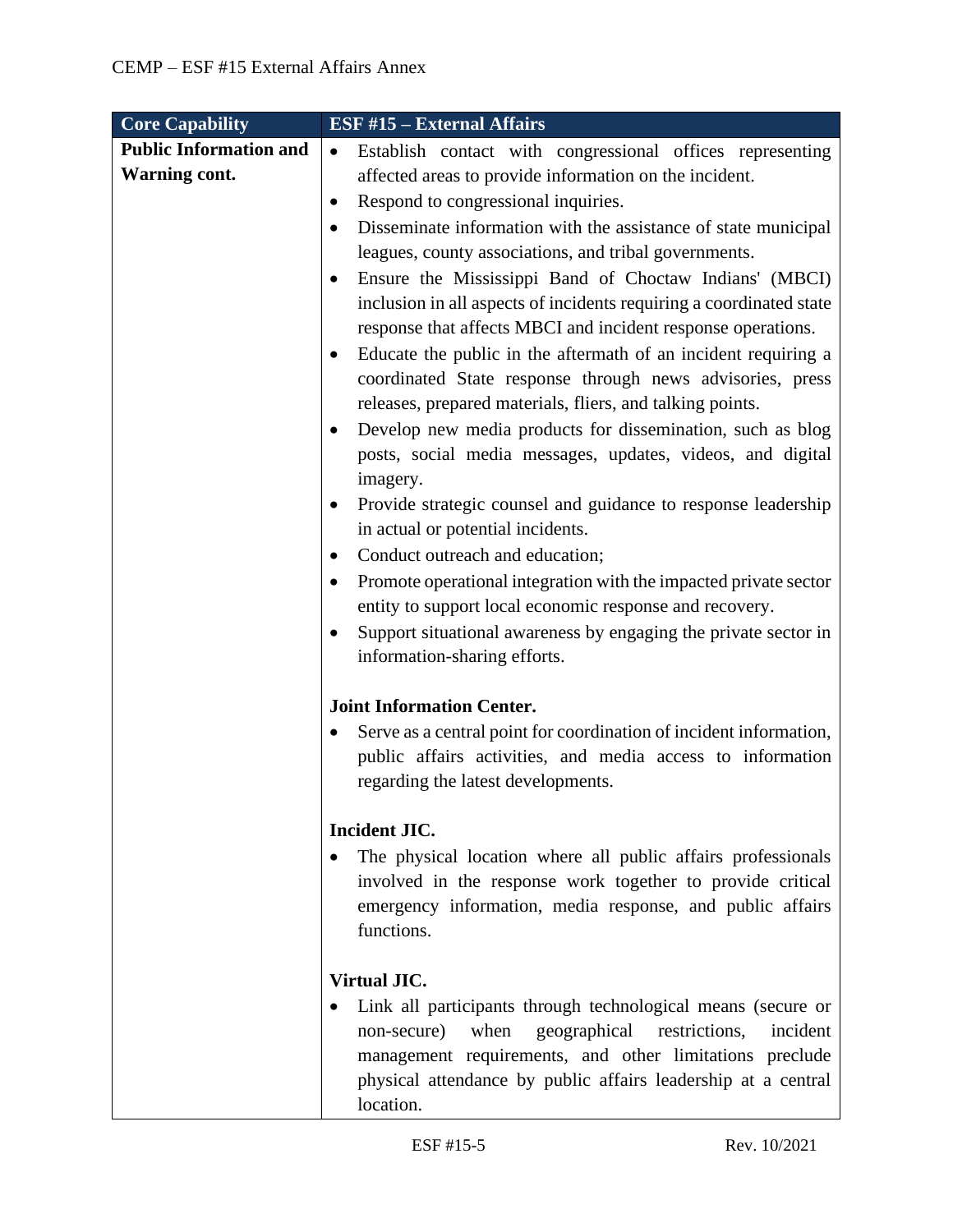| Core Capability | ESF #15 – External Affairs |
|---|---|
| **Public Information and Warning cont.** | • Establish contact with congressional offices representing affected areas to provide information on the incident.<br>• Respond to congressional inquiries.<br>• Disseminate information with the assistance of state municipal leagues, county associations, and tribal governments.<br>• Ensure the Mississippi Band of Choctaw Indians' (MBCI) inclusion in all aspects of incidents requiring a coordinated state response that affects MBCI and incident response operations.<br>• Educate the public in the aftermath of an incident requiring a coordinated State response through news advisories, press releases, prepared materials, fliers, and talking points.<br>• Develop new media products for dissemination, such as blog posts, social media messages, updates, videos, and digital imagery.<br>• Provide strategic counsel and guidance to response leadership in actual or potential incidents.<br>• Conduct outreach and education;<br>• Promote operational integration with the impacted private sector entity to support local economic response and recovery.<br>• Support situational awareness by engaging the private sector in information-sharing efforts.<br><br>**Joint Information Center.**<br>• Serve as a central point for coordination of incident information, public affairs activities, and media access to information regarding the latest developments.<br><br>**Incident JIC.**<br>• The physical location where all public affairs professionals involved in the response work together to provide critical emergency information, media response, and public affairs functions.<br><br>**Virtual JIC.**<br>• Link all participants through technological means (secure or non-secure) when geographical restrictions, incident management requirements, and other limitations preclude physical attendance by public affairs leadership at a central location. |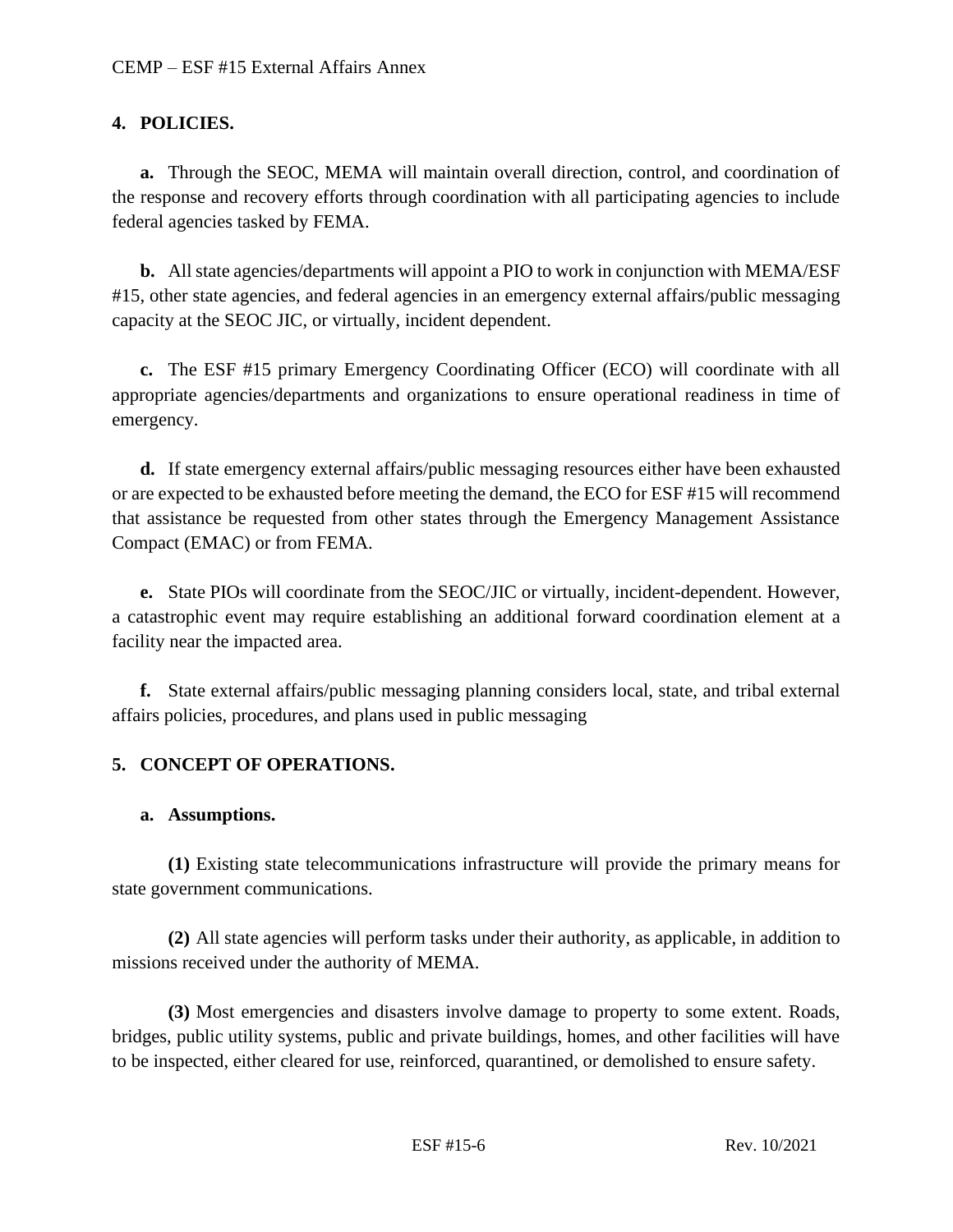## 4. POLICIES.

**a.** Through the SEOC, MEMA will maintain overall direction, control, and coordination of the response and recovery efforts through coordination with all participating agencies to include federal agencies tasked by FEMA.

**b.** All state agencies/departments will appoint a PIO to work in conjunction with MEMA/ESF #15, other state agencies, and federal agencies in an emergency external affairs/public messaging capacity at the SEOC JIC, or virtually, incident dependent.

**c.** The ESF #15 primary Emergency Coordinating Officer (ECO) will coordinate with all appropriate agencies/departments and organizations to ensure operational readiness in time of emergency.

**d.** If state emergency external affairs/public messaging resources either have been exhausted or are expected to be exhausted before meeting the demand, the ECO for ESF #15 will recommend that assistance be requested from other states through the Emergency Management Assistance Compact (EMAC) or from FEMA.

**e.** State PIOs will coordinate from the SEOC/JIC or virtually, incident-dependent. However, a catastrophic event may require establishing an additional forward coordination element at a facility near the impacted area.

**f.** State external affairs/public messaging planning considers local, state, and tribal external affairs policies, procedures, and plans used in public messaging

## 5. CONCEPT OF OPERATIONS.

### a. Assumptions.

**(1)** Existing state telecommunications infrastructure will provide the primary means for state government communications.

**(2)** All state agencies will perform tasks under their authority, as applicable, in addition to missions received under the authority of MEMA.

**(3)** Most emergencies and disasters involve damage to property to some extent. Roads, bridges, public utility systems, public and private buildings, homes, and other facilities will have to be inspected, either cleared for use, reinforced, quarantined, or demolished to ensure safety.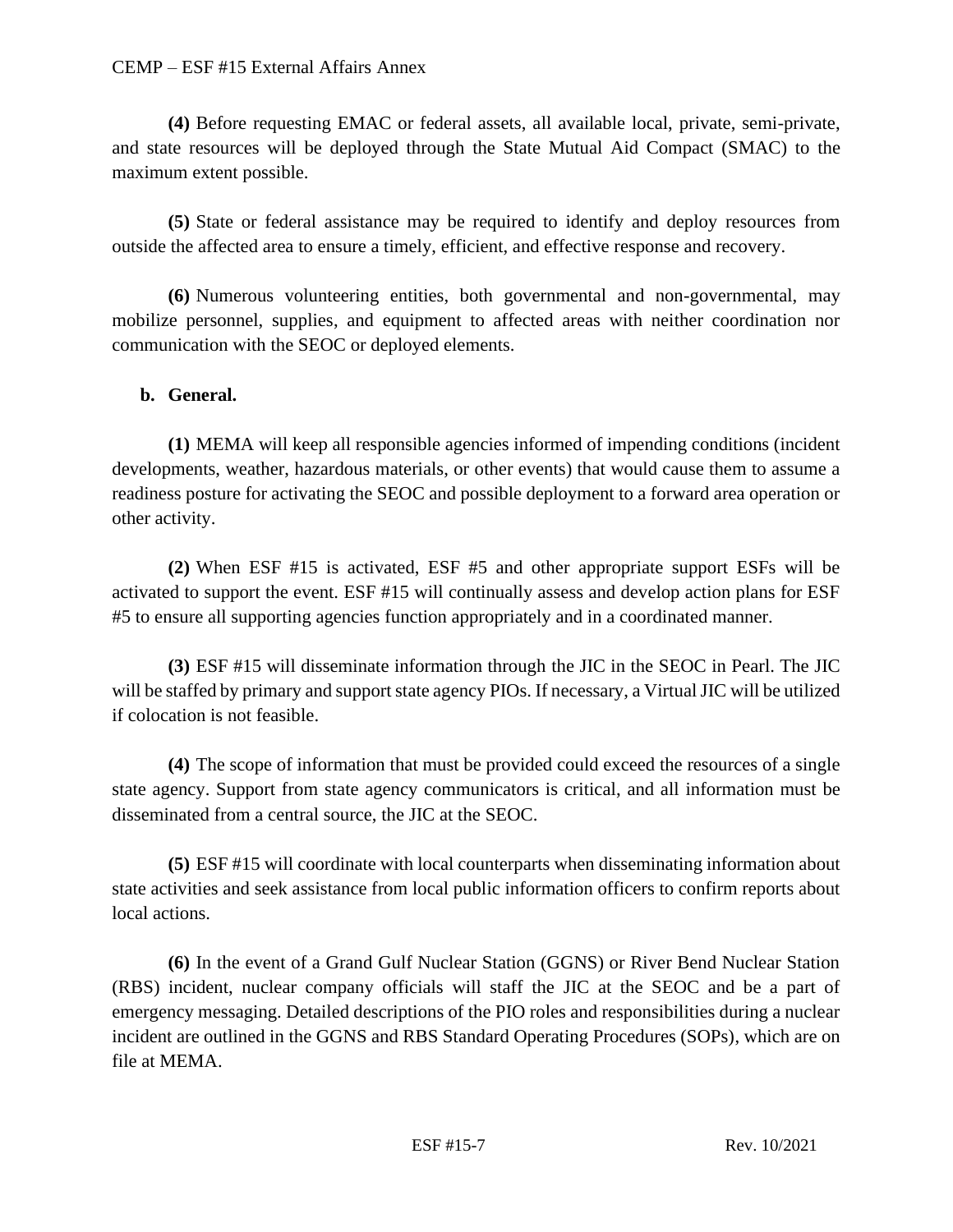**(4)** Before requesting EMAC or federal assets, all available local, private, semi-private, and state resources will be deployed through the State Mutual Aid Compact (SMAC) to the maximum extent possible.

**(5)** State or federal assistance may be required to identify and deploy resources from outside the affected area to ensure a timely, efficient, and effective response and recovery.

**(6)** Numerous volunteering entities, both governmental and non-governmental, may mobilize personnel, supplies, and equipment to affected areas with neither coordination nor communication with the SEOC or deployed elements.

**b. General.**

**(1)** MEMA will keep all responsible agencies informed of impending conditions (incident developments, weather, hazardous materials, or other events) that would cause them to assume a readiness posture for activating the SEOC and possible deployment to a forward area operation or other activity.

**(2)** When ESF #15 is activated, ESF #5 and other appropriate support ESFs will be activated to support the event. ESF #15 will continually assess and develop action plans for ESF #5 to ensure all supporting agencies function appropriately and in a coordinated manner.

**(3)** ESF #15 will disseminate information through the JIC in the SEOC in Pearl. The JIC will be staffed by primary and support state agency PIOs. If necessary, a Virtual JIC will be utilized if colocation is not feasible.

**(4)** The scope of information that must be provided could exceed the resources of a single state agency. Support from state agency communicators is critical, and all information must be disseminated from a central source, the JIC at the SEOC.

**(5)** ESF #15 will coordinate with local counterparts when disseminating information about state activities and seek assistance from local public information officers to confirm reports about local actions.

**(6)** In the event of a Grand Gulf Nuclear Station (GGNS) or River Bend Nuclear Station (RBS) incident, nuclear company officials will staff the JIC at the SEOC and be a part of emergency messaging. Detailed descriptions of the PIO roles and responsibilities during a nuclear incident are outlined in the GGNS and RBS Standard Operating Procedures (SOPs), which are on file at MEMA.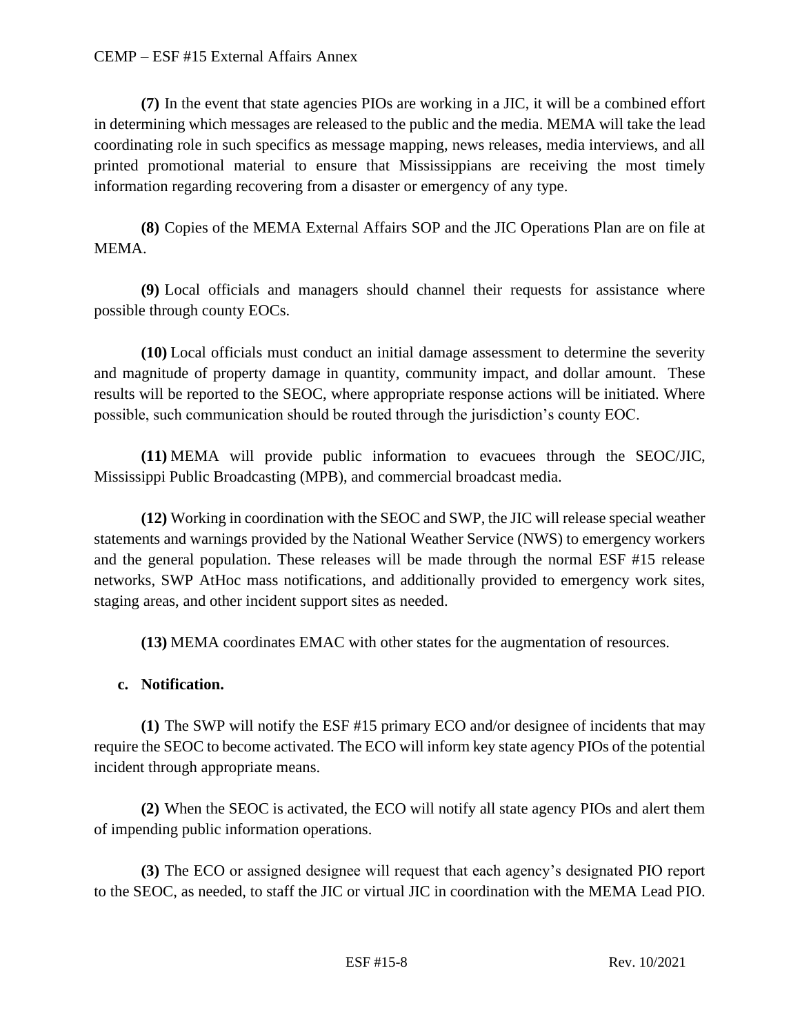**(7)** In the event that state agencies PIOs are working in a JIC, it will be a combined effort in determining which messages are released to the public and the media. MEMA will take the lead coordinating role in such specifics as message mapping, news releases, media interviews, and all printed promotional material to ensure that Mississippians are receiving the most timely information regarding recovering from a disaster or emergency of any type.

**(8)** Copies of the MEMA External Affairs SOP and the JIC Operations Plan are on file at MEMA.

**(9)** Local officials and managers should channel their requests for assistance where possible through county EOCs.

**(10)** Local officials must conduct an initial damage assessment to determine the severity and magnitude of property damage in quantity, community impact, and dollar amount. These results will be reported to the SEOC, where appropriate response actions will be initiated. Where possible, such communication should be routed through the jurisdiction's county EOC.

**(11)** MEMA will provide public information to evacuees through the SEOC/JIC, Mississippi Public Broadcasting (MPB), and commercial broadcast media.

**(12)** Working in coordination with the SEOC and SWP, the JIC will release special weather statements and warnings provided by the National Weather Service (NWS) to emergency workers and the general population. These releases will be made through the normal ESF #15 release networks, SWP AtHoc mass notifications, and additionally provided to emergency work sites, staging areas, and other incident support sites as needed.

**(13)** MEMA coordinates EMAC with other states for the augmentation of resources.

**c. Notification.**

**(1)** The SWP will notify the ESF #15 primary ECO and/or designee of incidents that may require the SEOC to become activated. The ECO will inform key state agency PIOs of the potential incident through appropriate means.

**(2)** When the SEOC is activated, the ECO will notify all state agency PIOs and alert them of impending public information operations.

**(3)** The ECO or assigned designee will request that each agency's designated PIO report to the SEOC, as needed, to staff the JIC or virtual JIC in coordination with the MEMA Lead PIO.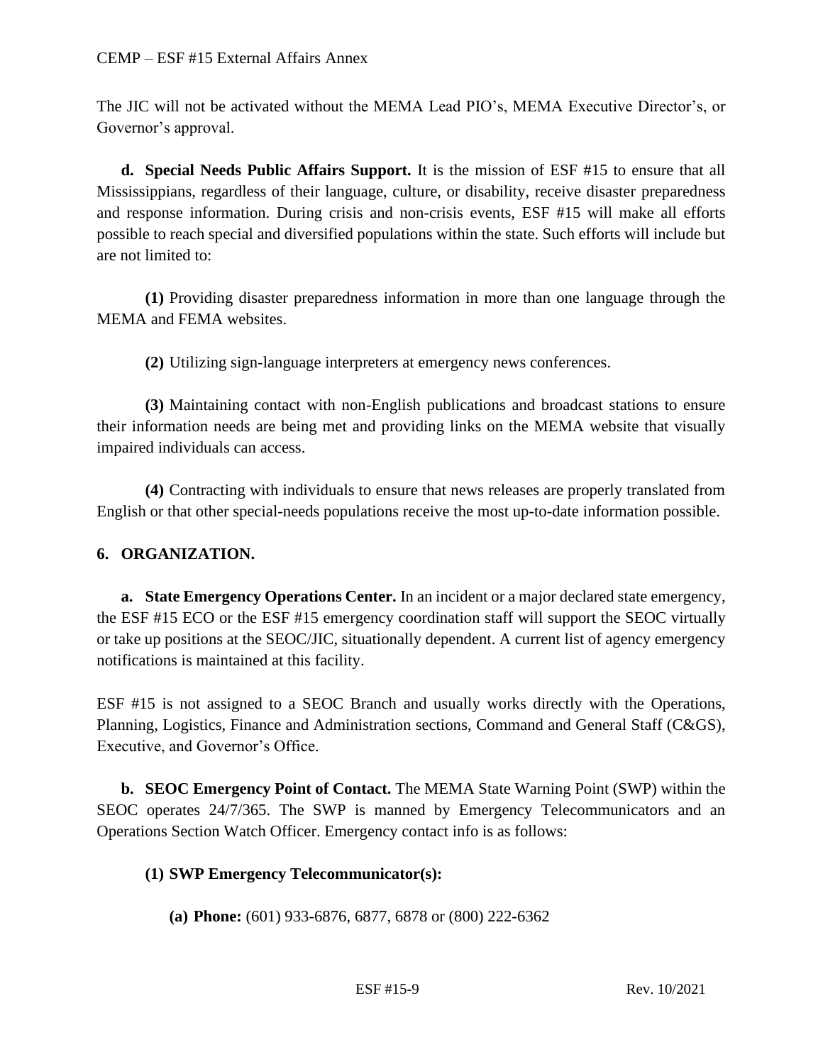The JIC will not be activated without the MEMA Lead PIO's, MEMA Executive Director's, or Governor's approval.

**d. Special Needs Public Affairs Support.** It is the mission of ESF #15 to ensure that all Mississippians, regardless of their language, culture, or disability, receive disaster preparedness and response information. During crisis and non-crisis events, ESF #15 will make all efforts possible to reach special and diversified populations within the state. Such efforts will include but are not limited to:

**(1)** Providing disaster preparedness information in more than one language through the MEMA and FEMA websites.

**(2)** Utilizing sign-language interpreters at emergency news conferences.

**(3)** Maintaining contact with non-English publications and broadcast stations to ensure their information needs are being met and providing links on the MEMA website that visually impaired individuals can access.

**(4)** Contracting with individuals to ensure that news releases are properly translated from English or that other special-needs populations receive the most up-to-date information possible.

## 6. ORGANIZATION.

**a. State Emergency Operations Center.** In an incident or a major declared state emergency, the ESF #15 ECO or the ESF #15 emergency coordination staff will support the SEOC virtually or take up positions at the SEOC/JIC, situationally dependent. A current list of agency emergency notifications is maintained at this facility.

ESF #15 is not assigned to a SEOC Branch and usually works directly with the Operations, Planning, Logistics, Finance and Administration sections, Command and General Staff (C&GS), Executive, and Governor's Office.

**b. SEOC Emergency Point of Contact.** The MEMA State Warning Point (SWP) within the SEOC operates 24/7/365. The SWP is manned by Emergency Telecommunicators and an Operations Section Watch Officer. Emergency contact info is as follows:

**(1) SWP Emergency Telecommunicator(s):**

**(a) Phone:** (601) 933-6876, 6877, 6878 or (800) 222-6362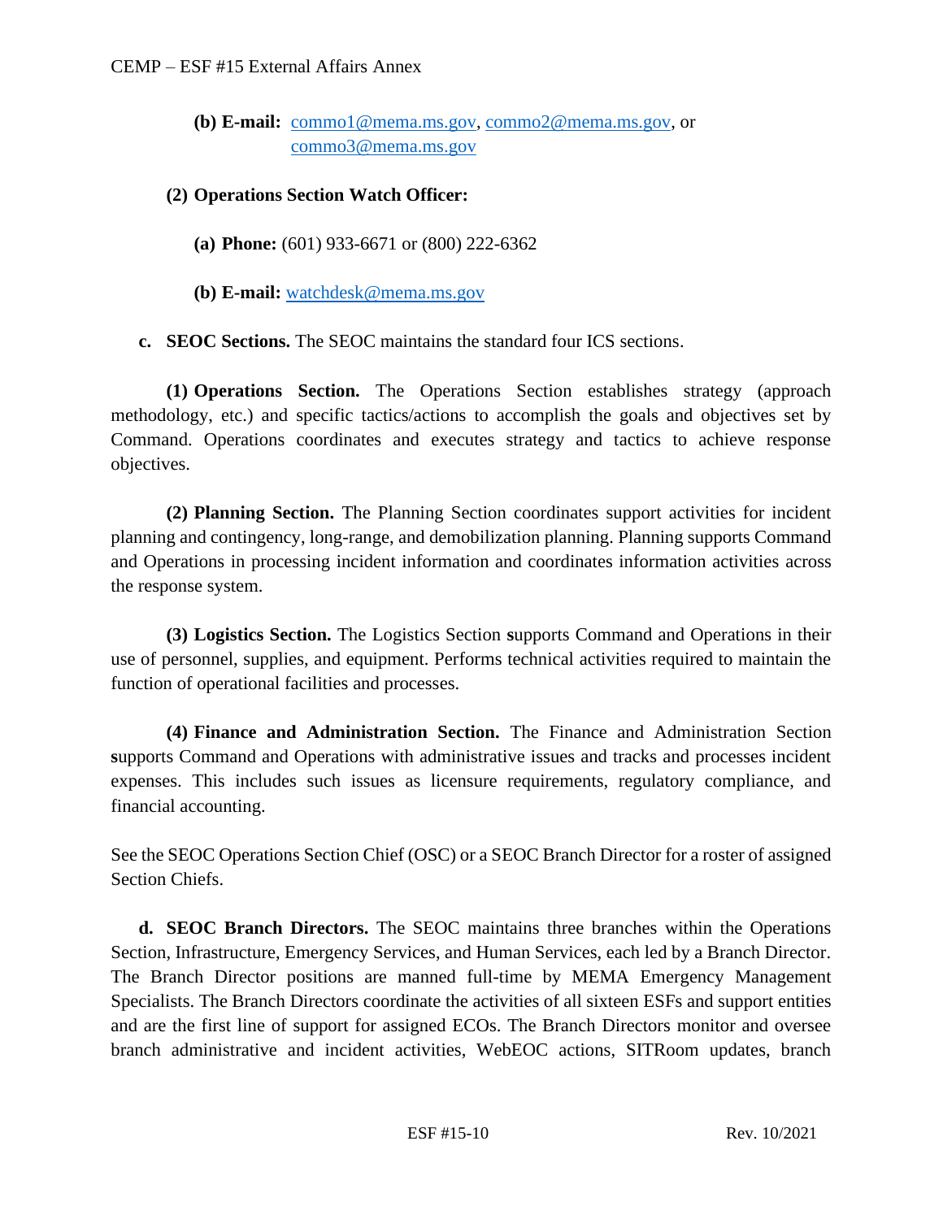**(b) E-mail:** commo1@mema.ms.gov, commo2@mema.ms.gov, or commo3@mema.ms.gov

**(2) Operations Section Watch Officer:**

**(a) Phone:** (601) 933-6671 or (800) 222-6362

**(b) E-mail:** watchdesk@mema.ms.gov

**c. SEOC Sections.** The SEOC maintains the standard four ICS sections.

**(1) Operations Section.** The Operations Section establishes strategy (approach methodology, etc.) and specific tactics/actions to accomplish the goals and objectives set by Command. Operations coordinates and executes strategy and tactics to achieve response objectives.

**(2) Planning Section.** The Planning Section coordinates support activities for incident planning and contingency, long-range, and demobilization planning. Planning supports Command and Operations in processing incident information and coordinates information activities across the response system.

**(3) Logistics Section.** The Logistics Section supports Command and Operations in their use of personnel, supplies, and equipment. Performs technical activities required to maintain the function of operational facilities and processes.

**(4) Finance and Administration Section.** The Finance and Administration Section supports Command and Operations with administrative issues and tracks and processes incident expenses. This includes such issues as licensure requirements, regulatory compliance, and financial accounting.

See the SEOC Operations Section Chief (OSC) or a SEOC Branch Director for a roster of assigned Section Chiefs.

**d. SEOC Branch Directors.** The SEOC maintains three branches within the Operations Section, Infrastructure, Emergency Services, and Human Services, each led by a Branch Director. The Branch Director positions are manned full-time by MEMA Emergency Management Specialists. The Branch Directors coordinate the activities of all sixteen ESFs and support entities and are the first line of support for assigned ECOs. The Branch Directors monitor and oversee branch administrative and incident activities, WebEOC actions, SITRoom updates, branch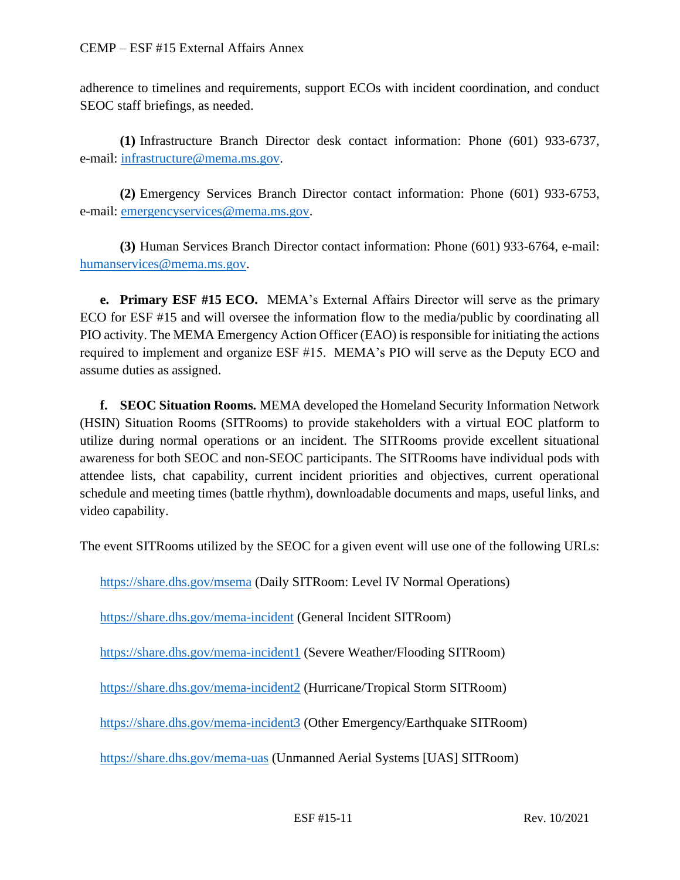adherence to timelines and requirements, support ECOs with incident coordination, and conduct SEOC staff briefings, as needed.

**(1)** Infrastructure Branch Director desk contact information: Phone (601) 933-6737, e-mail: infrastructure@mema.ms.gov.

**(2)** Emergency Services Branch Director contact information: Phone (601) 933-6753, e-mail: emergencyservices@mema.ms.gov.

**(3)** Human Services Branch Director contact information: Phone (601) 933-6764, e-mail: humanservices@mema.ms.gov.

**e. Primary ESF #15 ECO.** MEMA's External Affairs Director will serve as the primary ECO for ESF #15 and will oversee the information flow to the media/public by coordinating all PIO activity. The MEMA Emergency Action Officer (EAO) is responsible for initiating the actions required to implement and organize ESF #15. MEMA's PIO will serve as the Deputy ECO and assume duties as assigned.

**f. SEOC Situation Rooms.** MEMA developed the Homeland Security Information Network (HSIN) Situation Rooms (SITRooms) to provide stakeholders with a virtual EOC platform to utilize during normal operations or an incident. The SITRooms provide excellent situational awareness for both SEOC and non-SEOC participants. The SITRooms have individual pods with attendee lists, chat capability, current incident priorities and objectives, current operational schedule and meeting times (battle rhythm), downloadable documents and maps, useful links, and video capability.

The event SITRooms utilized by the SEOC for a given event will use one of the following URLs:

https://share.dhs.gov/msema (Daily SITRoom: Level IV Normal Operations)

https://share.dhs.gov/mema-incident (General Incident SITRoom)

https://share.dhs.gov/mema-incident1 (Severe Weather/Flooding SITRoom)

https://share.dhs.gov/mema-incident2 (Hurricane/Tropical Storm SITRoom)

https://share.dhs.gov/mema-incident3 (Other Emergency/Earthquake SITRoom)

https://share.dhs.gov/mema-uas (Unmanned Aerial Systems [UAS] SITRoom)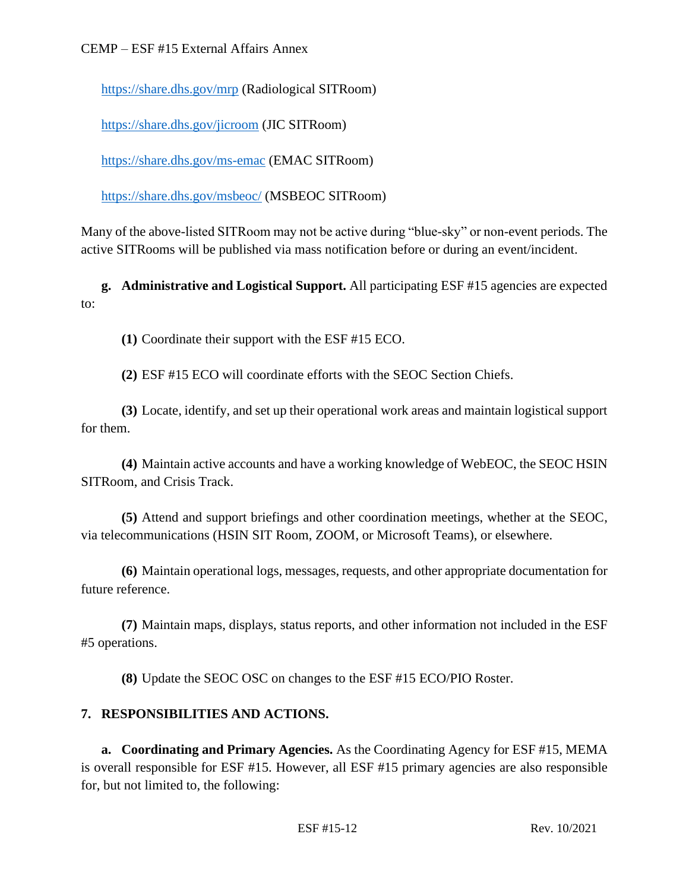https://share.dhs.gov/mrp (Radiological SITRoom)

https://share.dhs.gov/jicroom (JIC SITRoom)

https://share.dhs.gov/ms-emac (EMAC SITRoom)

https://share.dhs.gov/msbeoc/ (MSBEOC SITRoom)

Many of the above-listed SITRoom may not be active during "blue-sky" or non-event periods. The active SITRooms will be published via mass notification before or during an event/incident.

**g. Administrative and Logistical Support.** All participating ESF #15 agencies are expected to:

**(1)** Coordinate their support with the ESF #15 ECO.

**(2)** ESF #15 ECO will coordinate efforts with the SEOC Section Chiefs.

**(3)** Locate, identify, and set up their operational work areas and maintain logistical support for them.

**(4)** Maintain active accounts and have a working knowledge of WebEOC, the SEOC HSIN SITRoom, and Crisis Track.

**(5)** Attend and support briefings and other coordination meetings, whether at the SEOC, via telecommunications (HSIN SIT Room, ZOOM, or Microsoft Teams), or elsewhere.

**(6)** Maintain operational logs, messages, requests, and other appropriate documentation for future reference.

**(7)** Maintain maps, displays, status reports, and other information not included in the ESF #5 operations.

**(8)** Update the SEOC OSC on changes to the ESF #15 ECO/PIO Roster.

## 7. RESPONSIBILITIES AND ACTIONS.

**a. Coordinating and Primary Agencies.** As the Coordinating Agency for ESF #15, MEMA is overall responsible for ESF #15. However, all ESF #15 primary agencies are also responsible for, but not limited to, the following: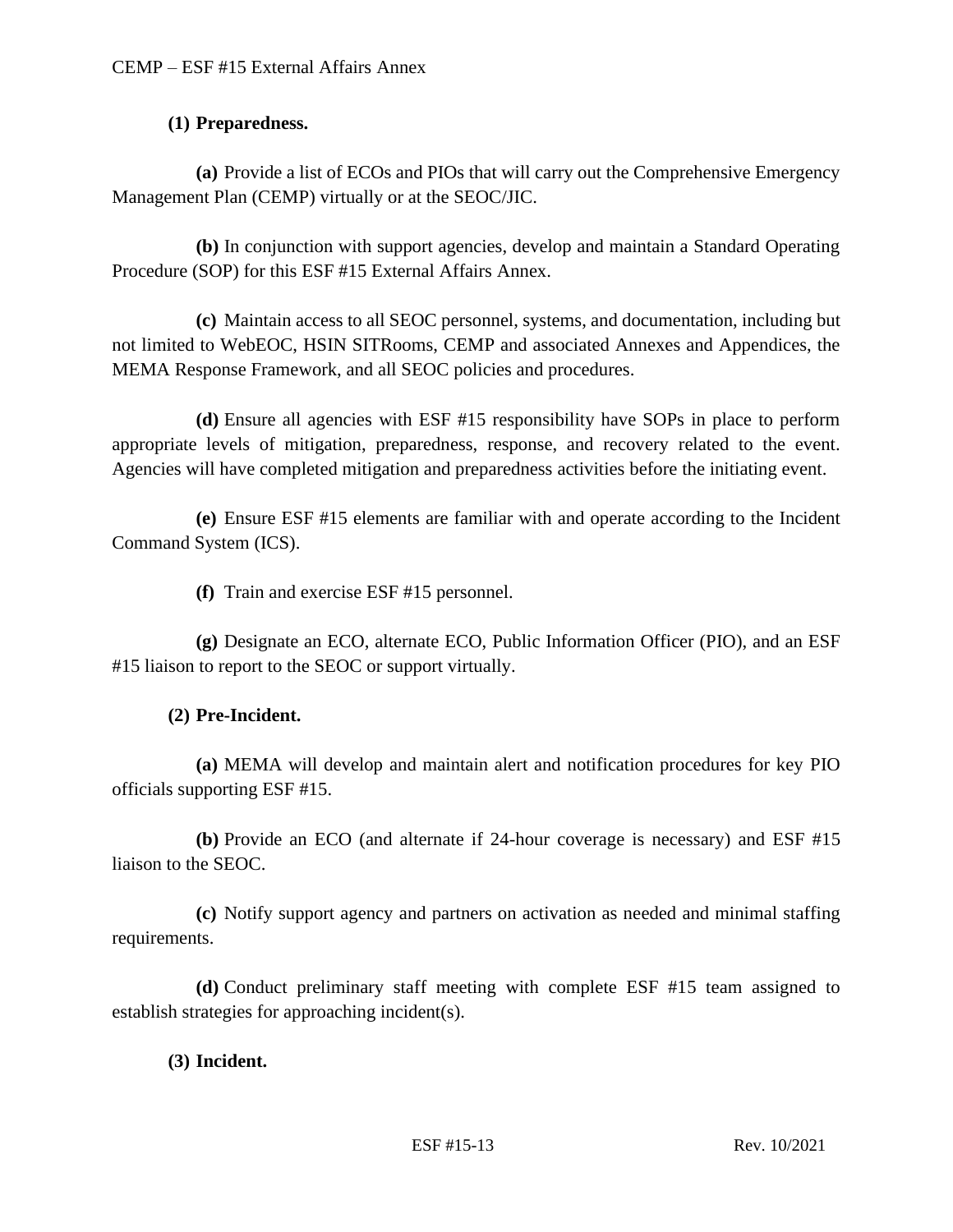**(1) Preparedness.**

**(a)** Provide a list of ECOs and PIOs that will carry out the Comprehensive Emergency Management Plan (CEMP) virtually or at the SEOC/JIC.

**(b)** In conjunction with support agencies, develop and maintain a Standard Operating Procedure (SOP) for this ESF #15 External Affairs Annex.

**(c)** Maintain access to all SEOC personnel, systems, and documentation, including but not limited to WebEOC, HSIN SITRooms, CEMP and associated Annexes and Appendices, the MEMA Response Framework, and all SEOC policies and procedures.

**(d)** Ensure all agencies with ESF #15 responsibility have SOPs in place to perform appropriate levels of mitigation, preparedness, response, and recovery related to the event. Agencies will have completed mitigation and preparedness activities before the initiating event.

**(e)** Ensure ESF #15 elements are familiar with and operate according to the Incident Command System (ICS).

**(f)** Train and exercise ESF #15 personnel.

**(g)** Designate an ECO, alternate ECO, Public Information Officer (PIO), and an ESF #15 liaison to report to the SEOC or support virtually.

**(2) Pre-Incident.**

**(a)** MEMA will develop and maintain alert and notification procedures for key PIO officials supporting ESF #15.

**(b)** Provide an ECO (and alternate if 24-hour coverage is necessary) and ESF #15 liaison to the SEOC.

**(c)** Notify support agency and partners on activation as needed and minimal staffing requirements.

**(d)** Conduct preliminary staff meeting with complete ESF #15 team assigned to establish strategies for approaching incident(s).

**(3) Incident.**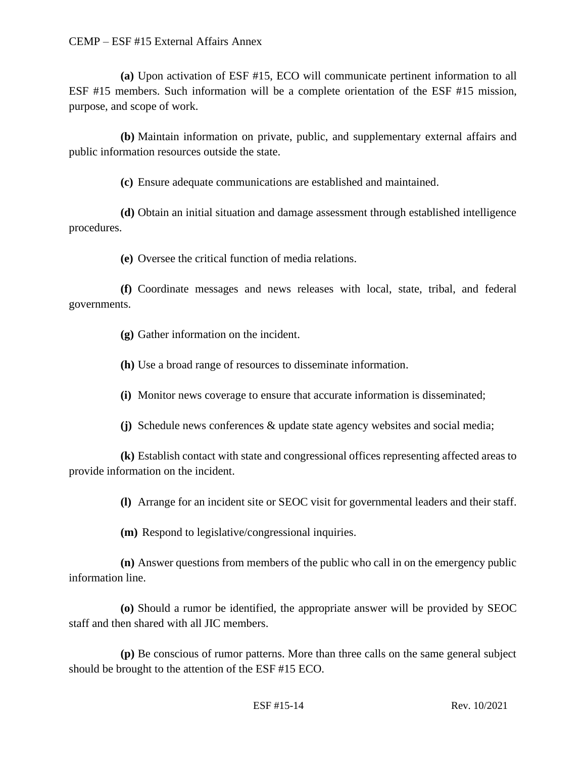**(a)** Upon activation of ESF #15, ECO will communicate pertinent information to all ESF #15 members. Such information will be a complete orientation of the ESF #15 mission, purpose, and scope of work.

**(b)** Maintain information on private, public, and supplementary external affairs and public information resources outside the state.

**(c)** Ensure adequate communications are established and maintained.

**(d)** Obtain an initial situation and damage assessment through established intelligence procedures.

**(e)** Oversee the critical function of media relations.

**(f)** Coordinate messages and news releases with local, state, tribal, and federal governments.

**(g)** Gather information on the incident.

**(h)** Use a broad range of resources to disseminate information.

**(i)** Monitor news coverage to ensure that accurate information is disseminated;

**(j)** Schedule news conferences & update state agency websites and social media;

**(k)** Establish contact with state and congressional offices representing affected areas to provide information on the incident.

**(l)** Arrange for an incident site or SEOC visit for governmental leaders and their staff.

**(m)** Respond to legislative/congressional inquiries.

**(n)** Answer questions from members of the public who call in on the emergency public information line.

**(o)** Should a rumor be identified, the appropriate answer will be provided by SEOC staff and then shared with all JIC members.

**(p)** Be conscious of rumor patterns. More than three calls on the same general subject should be brought to the attention of the ESF #15 ECO.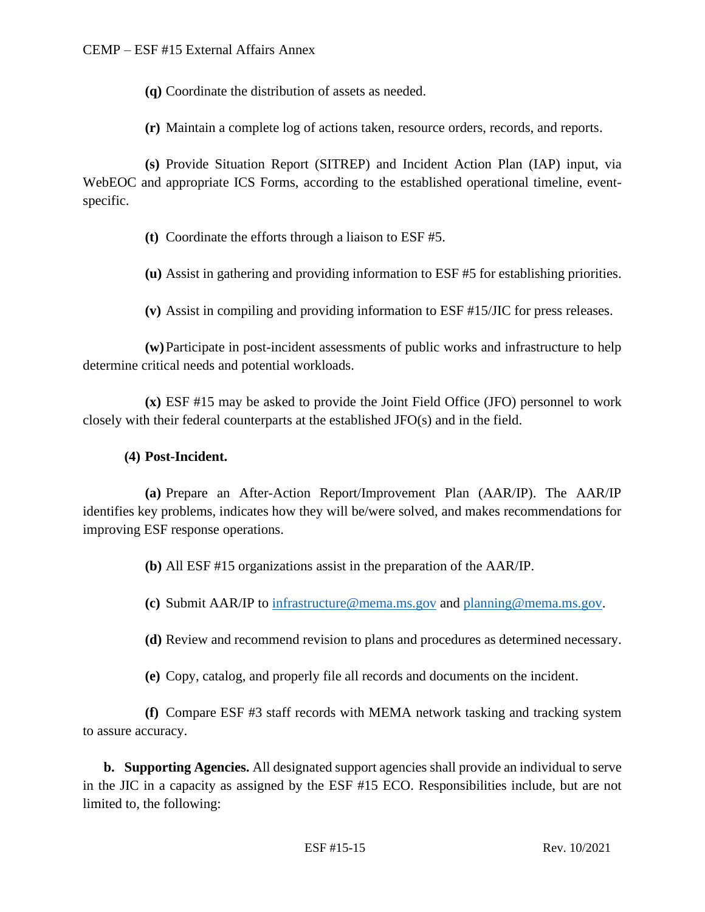**(q)** Coordinate the distribution of assets as needed.

**(r)** Maintain a complete log of actions taken, resource orders, records, and reports.

**(s)** Provide Situation Report (SITREP) and Incident Action Plan (IAP) input, via WebEOC and appropriate ICS Forms, according to the established operational timeline, event-specific.

**(t)** Coordinate the efforts through a liaison to ESF #5.

**(u)** Assist in gathering and providing information to ESF #5 for establishing priorities.

**(v)** Assist in compiling and providing information to ESF #15/JIC for press releases.

**(w)** Participate in post-incident assessments of public works and infrastructure to help determine critical needs and potential workloads.

**(x)** ESF #15 may be asked to provide the Joint Field Office (JFO) personnel to work closely with their federal counterparts at the established JFO(s) and in the field.

**(4) Post-Incident.**

**(a)** Prepare an After-Action Report/Improvement Plan (AAR/IP). The AAR/IP identifies key problems, indicates how they will be/were solved, and makes recommendations for improving ESF response operations.

**(b)** All ESF #15 organizations assist in the preparation of the AAR/IP.

**(c)** Submit AAR/IP to infrastructure@mema.ms.gov and planning@mema.ms.gov.

**(d)** Review and recommend revision to plans and procedures as determined necessary.

**(e)** Copy, catalog, and properly file all records and documents on the incident.

**(f)** Compare ESF #3 staff records with MEMA network tasking and tracking system to assure accuracy.

**b. Supporting Agencies.** All designated support agencies shall provide an individual to serve in the JIC in a capacity as assigned by the ESF #15 ECO. Responsibilities include, but are not limited to, the following: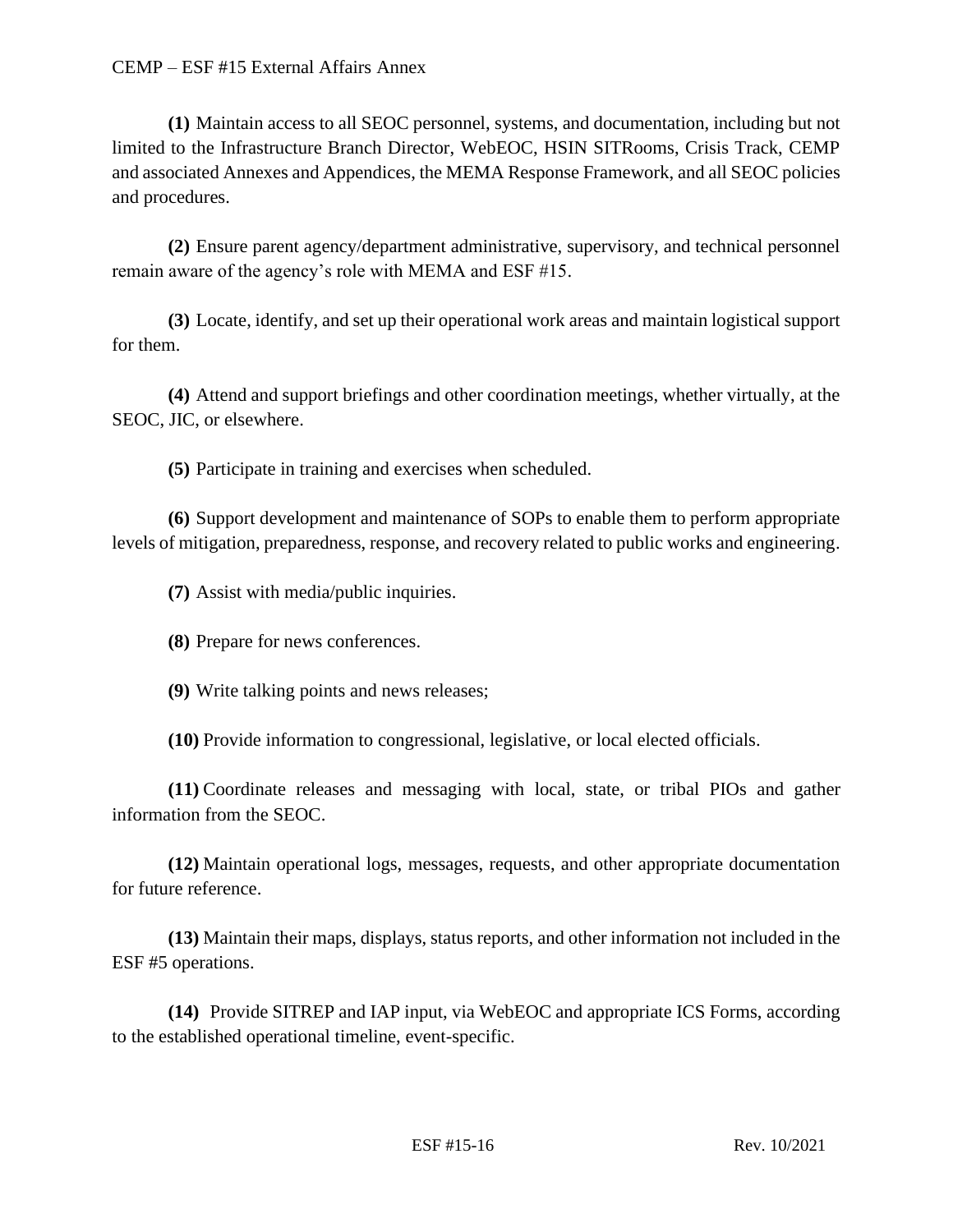**(1)** Maintain access to all SEOC personnel, systems, and documentation, including but not limited to the Infrastructure Branch Director, WebEOC, HSIN SITRooms, Crisis Track, CEMP and associated Annexes and Appendices, the MEMA Response Framework, and all SEOC policies and procedures.

**(2)** Ensure parent agency/department administrative, supervisory, and technical personnel remain aware of the agency's role with MEMA and ESF #15.

**(3)** Locate, identify, and set up their operational work areas and maintain logistical support for them.

**(4)** Attend and support briefings and other coordination meetings, whether virtually, at the SEOC, JIC, or elsewhere.

**(5)** Participate in training and exercises when scheduled.

**(6)** Support development and maintenance of SOPs to enable them to perform appropriate levels of mitigation, preparedness, response, and recovery related to public works and engineering.

**(7)** Assist with media/public inquiries.

**(8)** Prepare for news conferences.

**(9)** Write talking points and news releases;

**(10)** Provide information to congressional, legislative, or local elected officials.

**(11)** Coordinate releases and messaging with local, state, or tribal PIOs and gather information from the SEOC.

**(12)** Maintain operational logs, messages, requests, and other appropriate documentation for future reference.

**(13)** Maintain their maps, displays, status reports, and other information not included in the ESF #5 operations.

**(14)** Provide SITREP and IAP input, via WebEOC and appropriate ICS Forms, according to the established operational timeline, event-specific.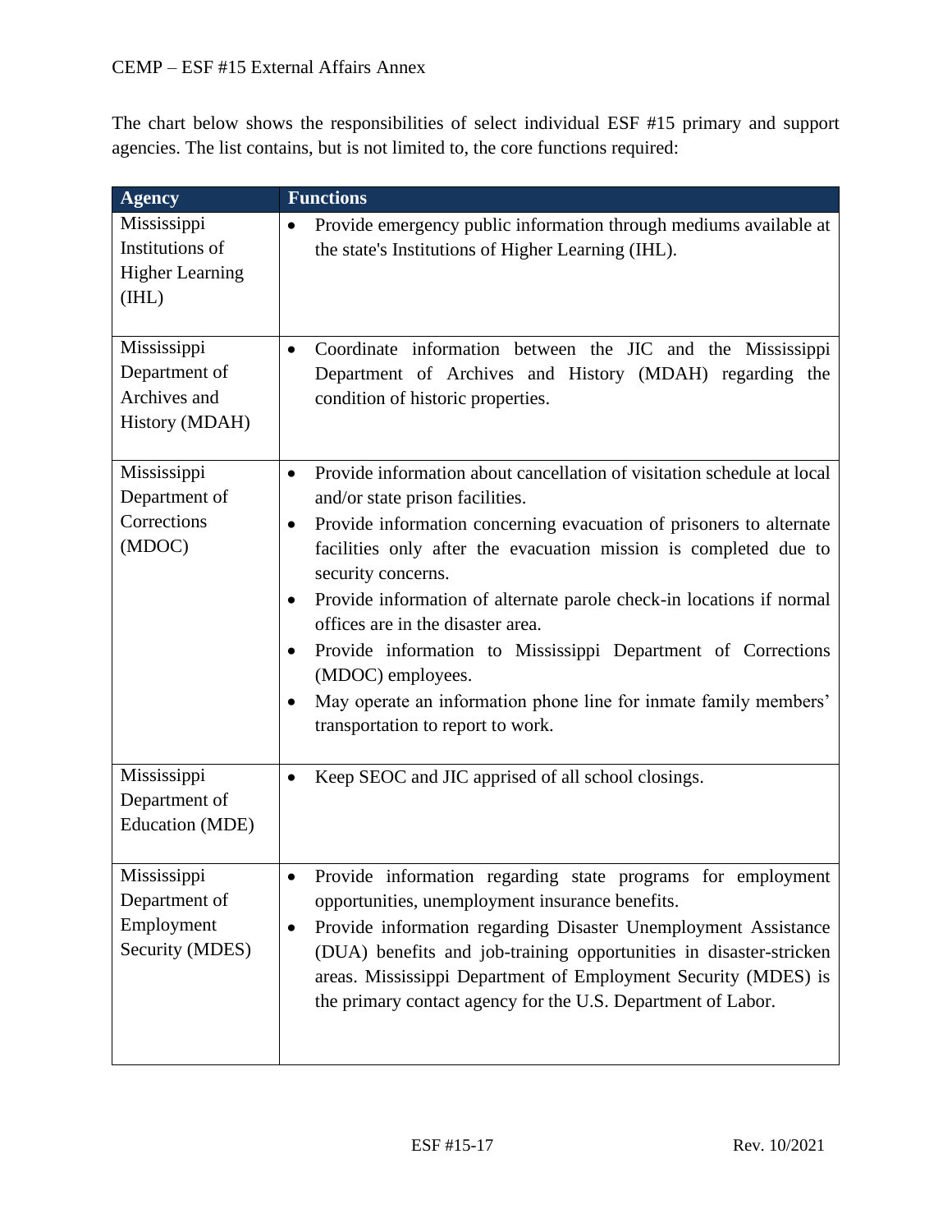The chart below shows the responsibilities of select individual ESF #15 primary and support agencies. The list contains, but is not limited to, the core functions required:

| Agency | Functions |
|---|---|
| Mississippi Institutions of Higher Learning (IHL) | • Provide emergency public information through mediums available at the state's Institutions of Higher Learning (IHL). |
| Mississippi Department of Archives and History (MDAH) | • Coordinate information between the JIC and the Mississippi Department of Archives and History (MDAH) regarding the condition of historic properties. |
| Mississippi Department of Corrections (MDOC) | • Provide information about cancellation of visitation schedule at local and/or state prison facilities.<br>• Provide information concerning evacuation of prisoners to alternate facilities only after the evacuation mission is completed due to security concerns.<br>• Provide information of alternate parole check-in locations if normal offices are in the disaster area.<br>• Provide information to Mississippi Department of Corrections (MDOC) employees.<br>• May operate an information phone line for inmate family members' transportation to report to work. |
| Mississippi Department of Education (MDE) | • Keep SEOC and JIC apprised of all school closings. |
| Mississippi Department of Employment Security (MDES) | • Provide information regarding state programs for employment opportunities, unemployment insurance benefits.<br>• Provide information regarding Disaster Unemployment Assistance (DUA) benefits and job-training opportunities in disaster-stricken areas. Mississippi Department of Employment Security (MDES) is the primary contact agency for the U.S. Department of Labor. |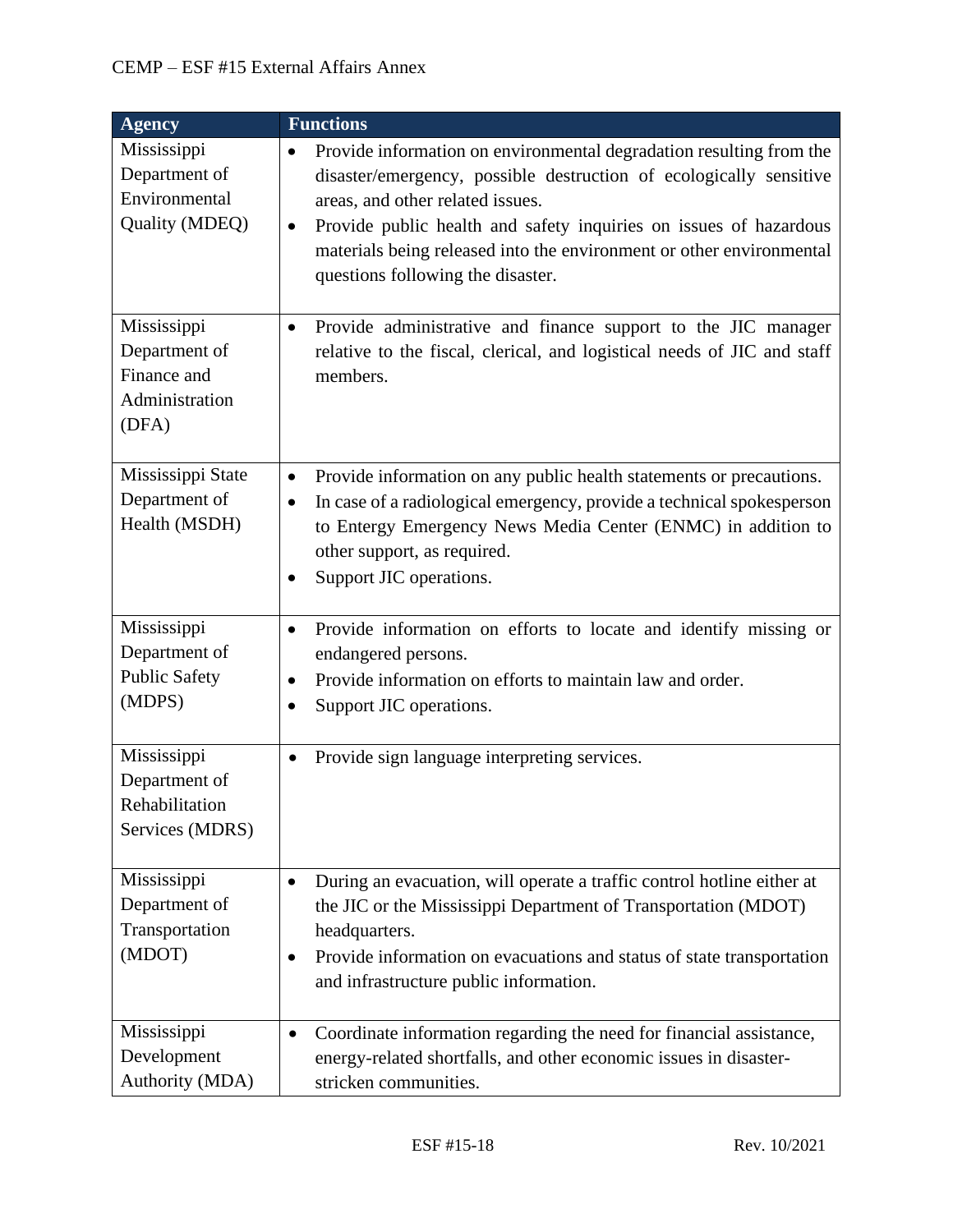| Agency | Functions |
|---|---|
| Mississippi Department of Environmental Quality (MDEQ) | • Provide information on environmental degradation resulting from the disaster/emergency, possible destruction of ecologically sensitive areas, and other related issues.<br>• Provide public health and safety inquiries on issues of hazardous materials being released into the environment or other environmental questions following the disaster. |
| Mississippi Department of Finance and Administration (DFA) | • Provide administrative and finance support to the JIC manager relative to the fiscal, clerical, and logistical needs of JIC and staff members. |
| Mississippi State Department of Health (MSDH) | • Provide information on any public health statements or precautions.<br>• In case of a radiological emergency, provide a technical spokesperson to Entergy Emergency News Media Center (ENMC) in addition to other support, as required.<br>• Support JIC operations. |
| Mississippi Department of Public Safety (MDPS) | • Provide information on efforts to locate and identify missing or endangered persons.<br>• Provide information on efforts to maintain law and order.<br>• Support JIC operations. |
| Mississippi Department of Rehabilitation Services (MDRS) | • Provide sign language interpreting services. |
| Mississippi Department of Transportation (MDOT) | • During an evacuation, will operate a traffic control hotline either at the JIC or the Mississippi Department of Transportation (MDOT) headquarters.<br>• Provide information on evacuations and status of state transportation and infrastructure public information. |
| Mississippi Development Authority (MDA) | • Coordinate information regarding the need for financial assistance, energy-related shortfalls, and other economic issues in disaster-stricken communities. |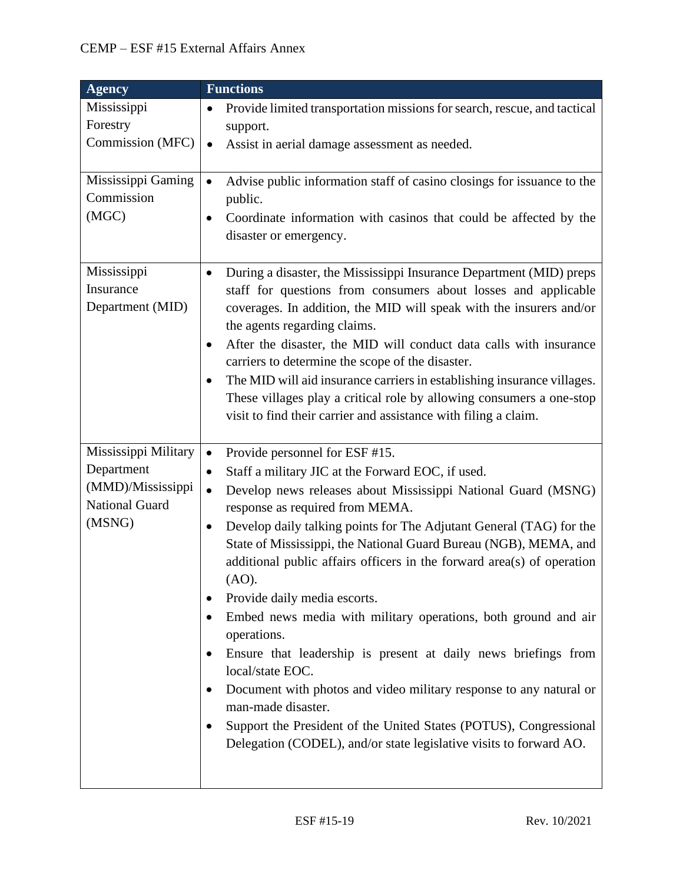| Agency | Functions |
|---|---|
| Mississippi Forestry Commission (MFC) | • Provide limited transportation missions for search, rescue, and tactical support.<br>• Assist in aerial damage assessment as needed. |
| Mississippi Gaming Commission (MGC) | • Advise public information staff of casino closings for issuance to the public.<br>• Coordinate information with casinos that could be affected by the disaster or emergency. |
| Mississippi Insurance Department (MID) | • During a disaster, the Mississippi Insurance Department (MID) preps staff for questions from consumers about losses and applicable coverages. In addition, the MID will speak with the insurers and/or the agents regarding claims.<br>• After the disaster, the MID will conduct data calls with insurance carriers to determine the scope of the disaster.<br>• The MID will aid insurance carriers in establishing insurance villages. These villages play a critical role by allowing consumers a one-stop visit to find their carrier and assistance with filing a claim. |
| Mississippi Military Department (MMD)/Mississippi National Guard (MSNG) | • Provide personnel for ESF #15.<br>• Staff a military JIC at the Forward EOC, if used.<br>• Develop news releases about Mississippi National Guard (MSNG) response as required from MEMA.<br>• Develop daily talking points for The Adjutant General (TAG) for the State of Mississippi, the National Guard Bureau (NGB), MEMA, and additional public affairs officers in the forward area(s) of operation (AO).<br>• Provide daily media escorts.<br>• Embed news media with military operations, both ground and air operations.<br>• Ensure that leadership is present at daily news briefings from local/state EOC.<br>• Document with photos and video military response to any natural or man-made disaster.<br>• Support the President of the United States (POTUS), Congressional Delegation (CODEL), and/or state legislative visits to forward AO. |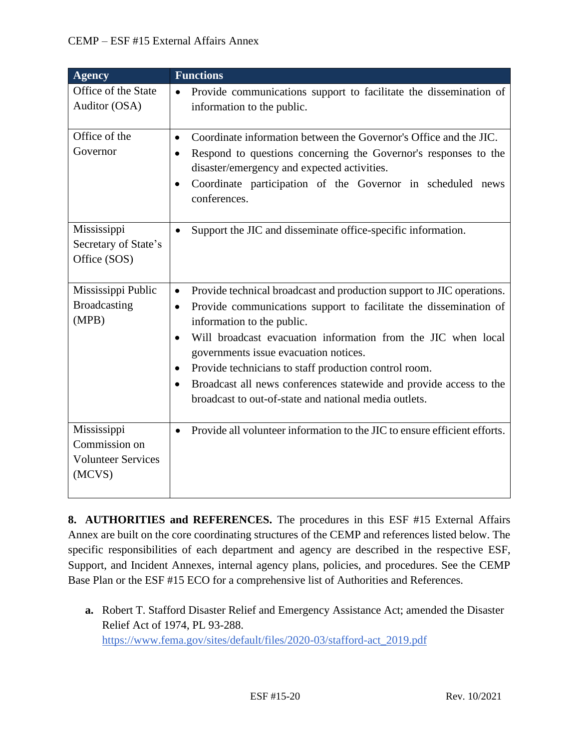| Agency | Functions |
|---|---|
| Office of the State Auditor (OSA) | • Provide communications support to facilitate the dissemination of information to the public. |
| Office of the Governor | • Coordinate information between the Governor's Office and the JIC.<br>• Respond to questions concerning the Governor's responses to the disaster/emergency and expected activities.<br>• Coordinate participation of the Governor in scheduled news conferences. |
| Mississippi Secretary of State's Office (SOS) | • Support the JIC and disseminate office-specific information. |
| Mississippi Public Broadcasting (MPB) | • Provide technical broadcast and production support to JIC operations.<br>• Provide communications support to facilitate the dissemination of information to the public.<br>• Will broadcast evacuation information from the JIC when local governments issue evacuation notices.<br>• Provide technicians to staff production control room.<br>• Broadcast all news conferences statewide and provide access to the broadcast to out-of-state and national media outlets. |
| Mississippi Commission on Volunteer Services (MCVS) | • Provide all volunteer information to the JIC to ensure efficient efforts. |

**8. AUTHORITIES and REFERENCES.** The procedures in this ESF #15 External Affairs Annex are built on the core coordinating structures of the CEMP and references listed below. The specific responsibilities of each department and agency are described in the respective ESF, Support, and Incident Annexes, internal agency plans, policies, and procedures. See the CEMP Base Plan or the ESF #15 ECO for a comprehensive list of Authorities and References.

**a.** Robert T. Stafford Disaster Relief and Emergency Assistance Act; amended the Disaster Relief Act of 1974, PL 93-288.
https://www.fema.gov/sites/default/files/2020-03/stafford-act_2019.pdf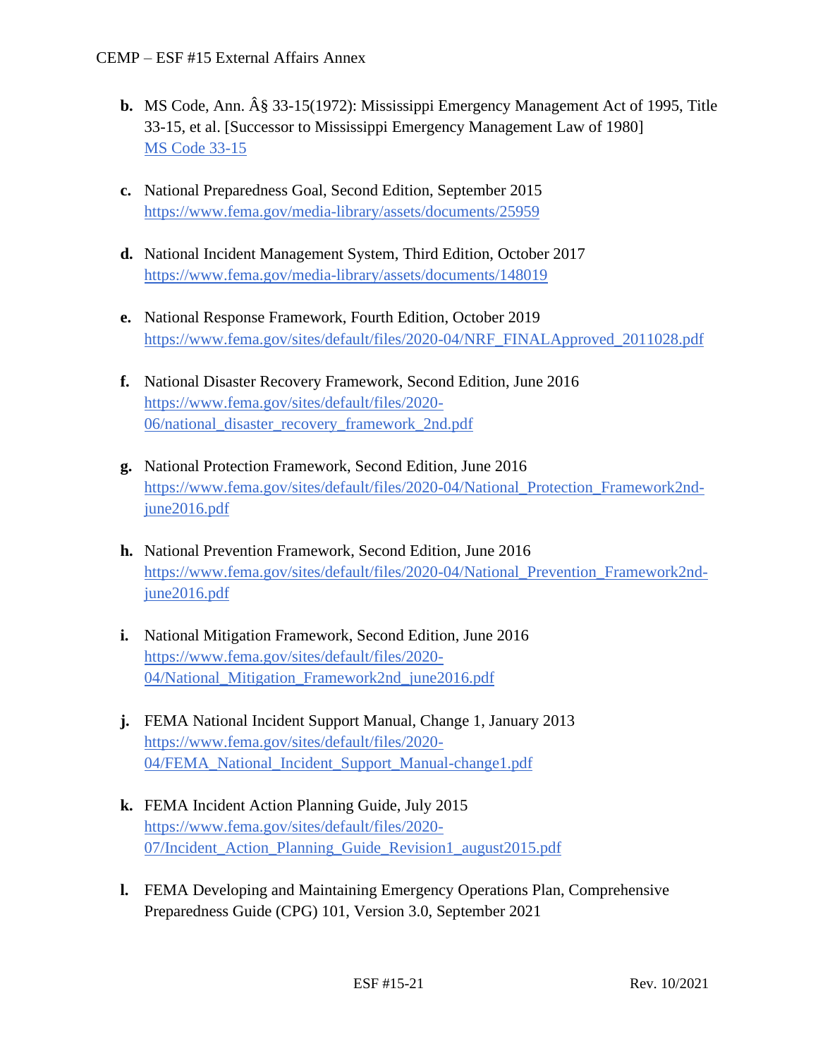b. MS Code, Ann. Â§ 33-15(1972): Mississippi Emergency Management Act of 1995, Title 33-15, et al. [Successor to Mississippi Emergency Management Law of 1980]
MS Code 33-15

c. National Preparedness Goal, Second Edition, September 2015
https://www.fema.gov/media-library/assets/documents/25959

d. National Incident Management System, Third Edition, October 2017
https://www.fema.gov/media-library/assets/documents/148019

e. National Response Framework, Fourth Edition, October 2019
https://www.fema.gov/sites/default/files/2020-04/NRF_FINALApproved_2011028.pdf

f. National Disaster Recovery Framework, Second Edition, June 2016
https://www.fema.gov/sites/default/files/2020-06/national_disaster_recovery_framework_2nd.pdf

g. National Protection Framework, Second Edition, June 2016
https://www.fema.gov/sites/default/files/2020-04/National_Protection_Framework2nd-june2016.pdf

h. National Prevention Framework, Second Edition, June 2016
https://www.fema.gov/sites/default/files/2020-04/National_Prevention_Framework2nd-june2016.pdf

i. National Mitigation Framework, Second Edition, June 2016
https://www.fema.gov/sites/default/files/2020-04/National_Mitigation_Framework2nd_june2016.pdf

j. FEMA National Incident Support Manual, Change 1, January 2013
https://www.fema.gov/sites/default/files/2020-04/FEMA_National_Incident_Support_Manual-change1.pdf

k. FEMA Incident Action Planning Guide, July 2015
https://www.fema.gov/sites/default/files/2020-07/Incident_Action_Planning_Guide_Revision1_august2015.pdf

l. FEMA Developing and Maintaining Emergency Operations Plan, Comprehensive Preparedness Guide (CPG) 101, Version 3.0, September 2021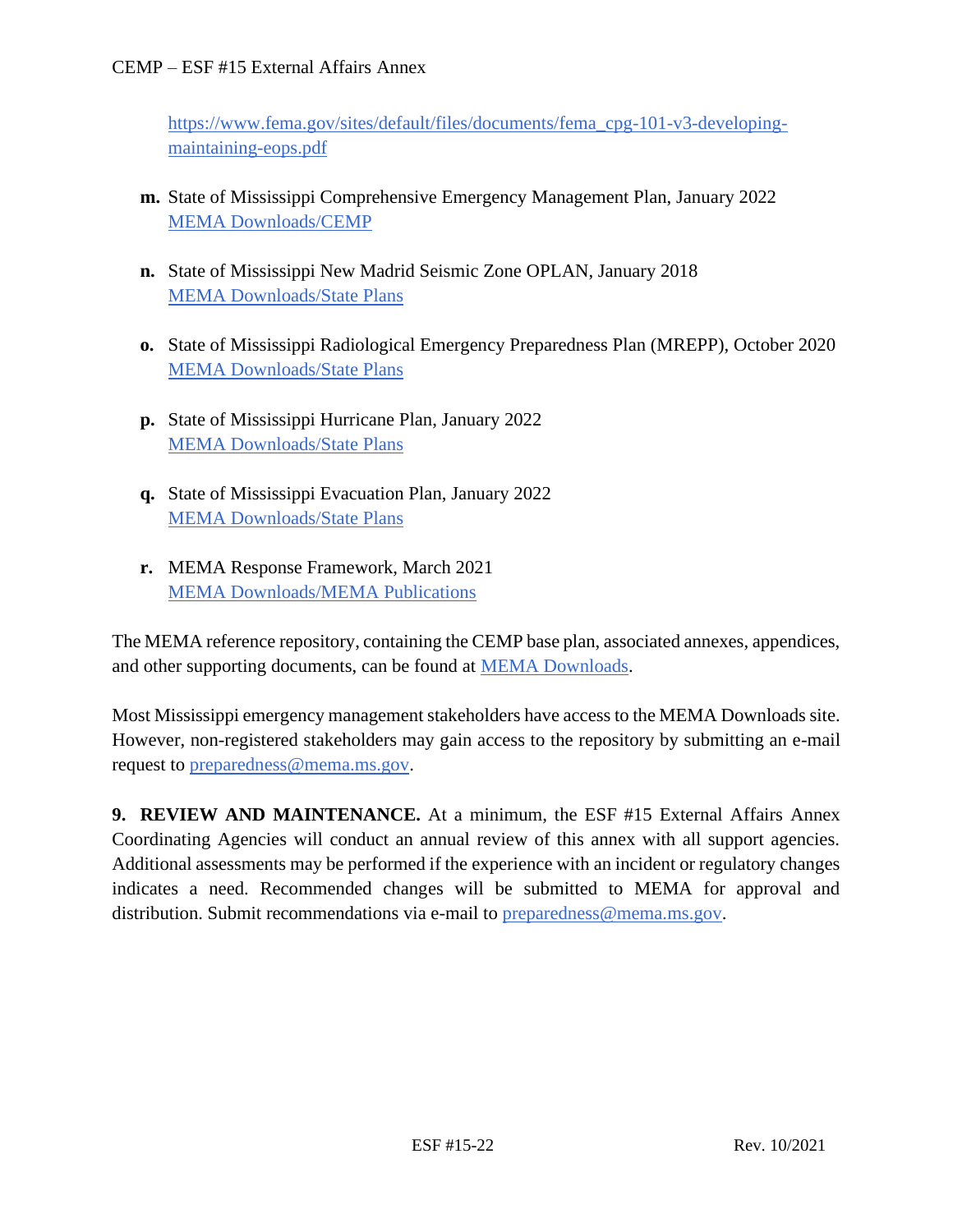https://www.fema.gov/sites/default/files/documents/fema_cpg-101-v3-developing-maintaining-eops.pdf

**m.** State of Mississippi Comprehensive Emergency Management Plan, January 2022
MEMA Downloads/CEMP

**n.** State of Mississippi New Madrid Seismic Zone OPLAN, January 2018
MEMA Downloads/State Plans

**o.** State of Mississippi Radiological Emergency Preparedness Plan (MREPP), October 2020
MEMA Downloads/State Plans

**p.** State of Mississippi Hurricane Plan, January 2022
MEMA Downloads/State Plans

**q.** State of Mississippi Evacuation Plan, January 2022
MEMA Downloads/State Plans

**r.** MEMA Response Framework, March 2021
MEMA Downloads/MEMA Publications

The MEMA reference repository, containing the CEMP base plan, associated annexes, appendices, and other supporting documents, can be found at MEMA Downloads.

Most Mississippi emergency management stakeholders have access to the MEMA Downloads site. However, non-registered stakeholders may gain access to the repository by submitting an e-mail request to preparedness@mema.ms.gov.

**9. REVIEW AND MAINTENANCE.** At a minimum, the ESF #15 External Affairs Annex Coordinating Agencies will conduct an annual review of this annex with all support agencies. Additional assessments may be performed if the experience with an incident or regulatory changes indicates a need. Recommended changes will be submitted to MEMA for approval and distribution. Submit recommendations via e-mail to preparedness@mema.ms.gov.